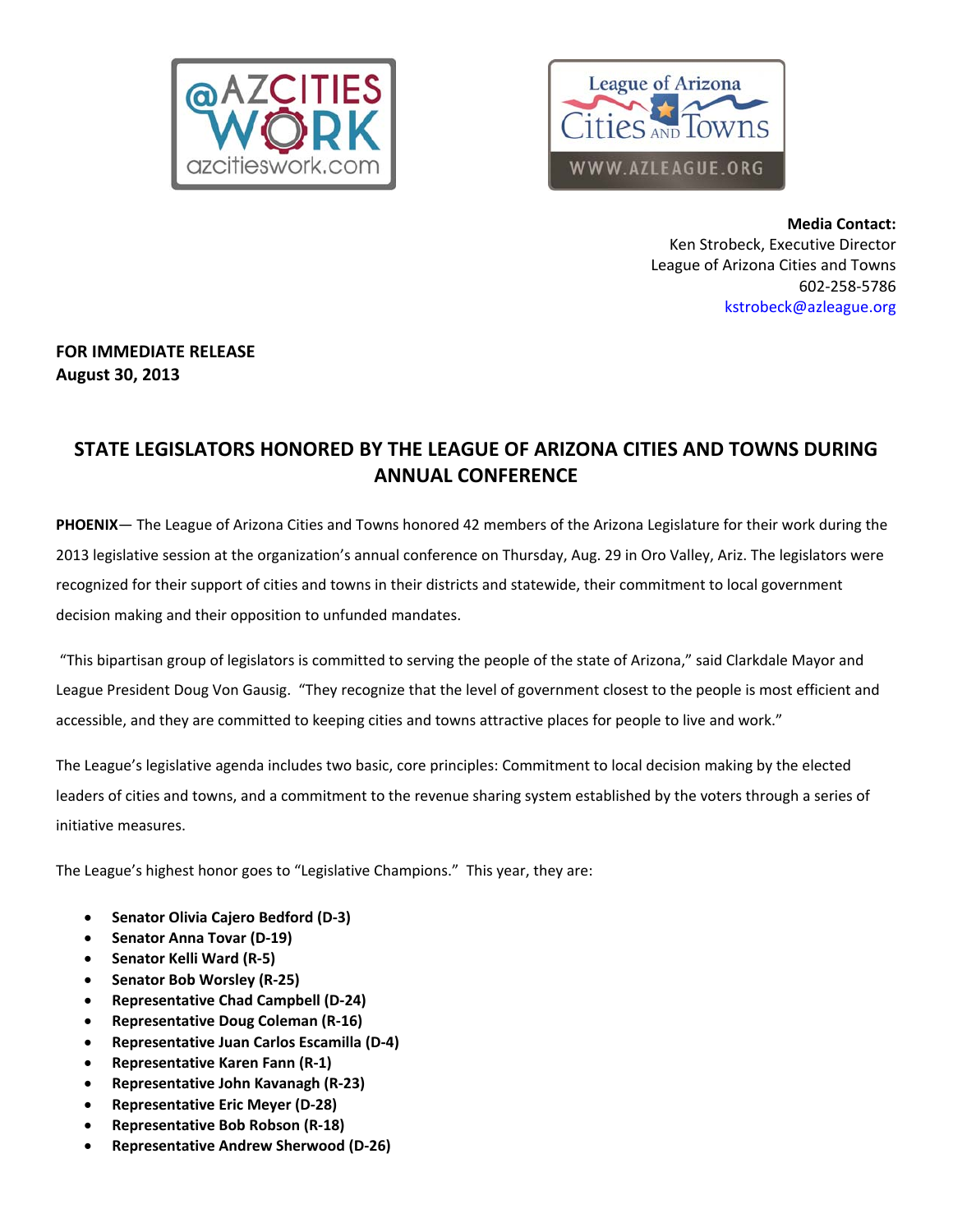**Media Contact:**
Ken Strobeck, Executive Director
League of Arizona Cities and Towns
602-258-5786
kstrobeck@azleague.org

**FOR IMMEDIATE RELEASE**
**August 30, 2013**

# STATE LEGISLATORS HONORED BY THE LEAGUE OF ARIZONA CITIES AND TOWNS DURING ANNUAL CONFERENCE

**PHOENIX**— The League of Arizona Cities and Towns honored 42 members of the Arizona Legislature for their work during the 2013 legislative session at the organization's annual conference on Thursday, Aug. 29 in Oro Valley, Ariz. The legislators were recognized for their support of cities and towns in their districts and statewide, their commitment to local government decision making and their opposition to unfunded mandates.

"This bipartisan group of legislators is committed to serving the people of the state of Arizona," said Clarkdale Mayor and League President Doug Von Gausig. "They recognize that the level of government closest to the people is most efficient and accessible, and they are committed to keeping cities and towns attractive places for people to live and work."

The League's legislative agenda includes two basic, core principles: Commitment to local decision making by the elected leaders of cities and towns, and a commitment to the revenue sharing system established by the voters through a series of initiative measures.

The League's highest honor goes to "Legislative Champions." This year, they are:

- **Senator Olivia Cajero Bedford (D-3)**
- **Senator Anna Tovar (D-19)**
- **Senator Kelli Ward (R-5)**
- **Senator Bob Worsley (R-25)**
- **Representative Chad Campbell (D-24)**
- **Representative Doug Coleman (R-16)**
- **Representative Juan Carlos Escamilla (D-4)**
- **Representative Karen Fann (R-1)**
- **Representative John Kavanagh (R-23)**
- **Representative Eric Meyer (D-28)**
- **Representative Bob Robson (R-18)**
- **Representative Andrew Sherwood (D-26)**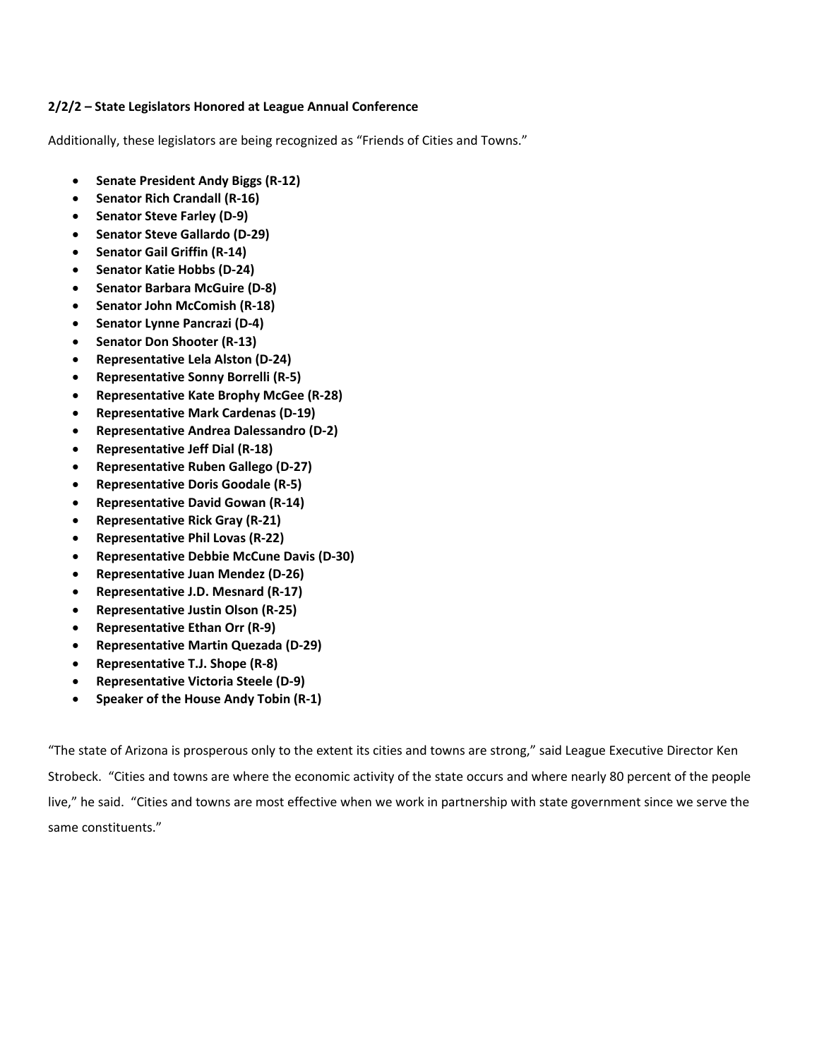**2/2/2 – State Legislators Honored at League Annual Conference**

Additionally, these legislators are being recognized as "Friends of Cities and Towns."

- **Senate President Andy Biggs (R-12)**
- **Senator Rich Crandall (R-16)**
- **Senator Steve Farley (D-9)**
- **Senator Steve Gallardo (D-29)**
- **Senator Gail Griffin (R-14)**
- **Senator Katie Hobbs (D-24)**
- **Senator Barbara McGuire (D-8)**
- **Senator John McComish (R-18)**
- **Senator Lynne Pancrazi (D-4)**
- **Senator Don Shooter (R-13)**
- **Representative Lela Alston (D-24)**
- **Representative Sonny Borrelli (R-5)**
- **Representative Kate Brophy McGee (R-28)**
- **Representative Mark Cardenas (D-19)**
- **Representative Andrea Dalessandro (D-2)**
- **Representative Jeff Dial (R-18)**
- **Representative Ruben Gallego (D-27)**
- **Representative Doris Goodale (R-5)**
- **Representative David Gowan (R-14)**
- **Representative Rick Gray (R-21)**
- **Representative Phil Lovas (R-22)**
- **Representative Debbie McCune Davis (D-30)**
- **Representative Juan Mendez (D-26)**
- **Representative J.D. Mesnard (R-17)**
- **Representative Justin Olson (R-25)**
- **Representative Ethan Orr (R-9)**
- **Representative Martin Quezada (D-29)**
- **Representative T.J. Shope (R-8)**
- **Representative Victoria Steele (D-9)**
- **Speaker of the House Andy Tobin (R-1)**

"The state of Arizona is prosperous only to the extent its cities and towns are strong," said League Executive Director Ken Strobeck. "Cities and towns are where the economic activity of the state occurs and where nearly 80 percent of the people live," he said. "Cities and towns are most effective when we work in partnership with state government since we serve the same constituents."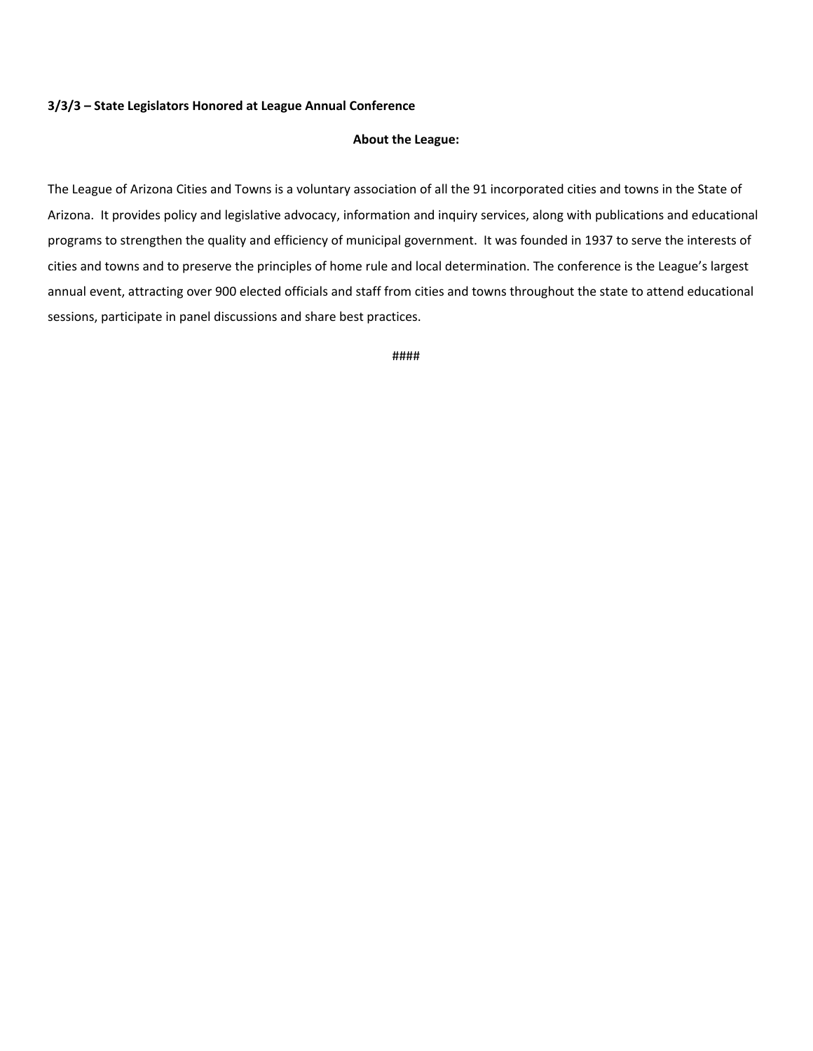**About the League:**

The League of Arizona Cities and Towns is a voluntary association of all the 91 incorporated cities and towns in the State of Arizona. It provides policy and legislative advocacy, information and inquiry services, along with publications and educational programs to strengthen the quality and efficiency of municipal government. It was founded in 1937 to serve the interests of cities and towns and to preserve the principles of home rule and local determination. The conference is the League's largest annual event, attracting over 900 elected officials and staff from cities and towns throughout the state to attend educational sessions, participate in panel discussions and share best practices.

####